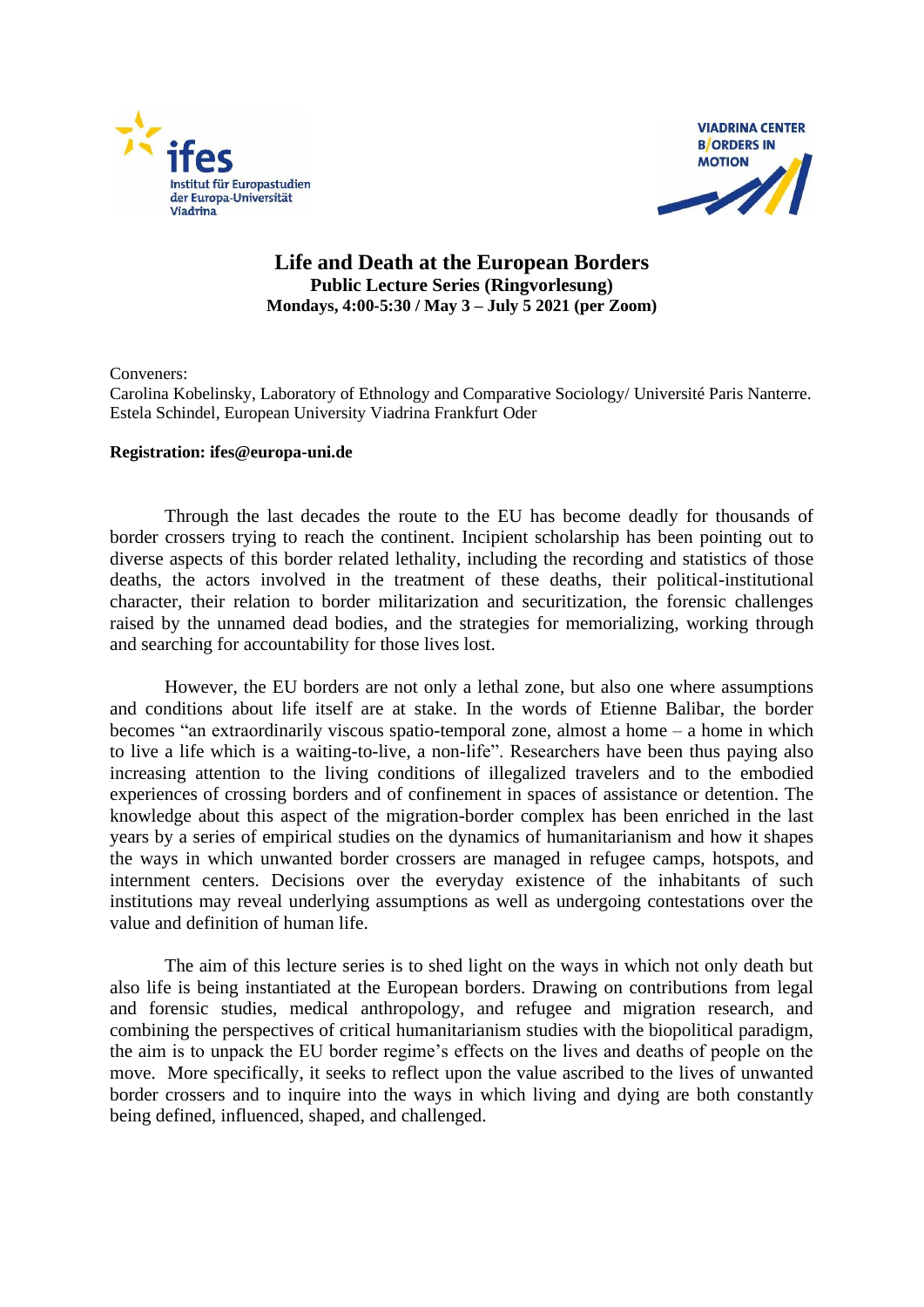# Life and Death at the European Borders

**Public Lecture Series (Ringvorlesung)**

**Mondays, 4:00-5:30 / May 3 – July 5 2021 (per Zoom)**

Conveners:
Carolina Kobelinsky, Laboratory of Ethnology and Comparative Sociology/ Université Paris Nanterre.
Estela Schindel, European University Viadrina Frankfurt Oder

**Registration: ifes@europa-uni.de**

Through the last decades the route to the EU has become deadly for thousands of border crossers trying to reach the continent. Incipient scholarship has been pointing out to diverse aspects of this border related lethality, including the recording and statistics of those deaths, the actors involved in the treatment of these deaths, their political-institutional character, their relation to border militarization and securitization, the forensic challenges raised by the unnamed dead bodies, and the strategies for memorializing, working through and searching for accountability for those lives lost.

However, the EU borders are not only a lethal zone, but also one where assumptions and conditions about life itself are at stake. In the words of Etienne Balibar, the border becomes "an extraordinarily viscous spatio-temporal zone, almost a home – a home in which to live a life which is a waiting-to-live, a non-life". Researchers have been thus paying also increasing attention to the living conditions of illegalized travelers and to the embodied experiences of crossing borders and of confinement in spaces of assistance or detention. The knowledge about this aspect of the migration-border complex has been enriched in the last years by a series of empirical studies on the dynamics of humanitarianism and how it shapes the ways in which unwanted border crossers are managed in refugee camps, hotspots, and internment centers. Decisions over the everyday existence of the inhabitants of such institutions may reveal underlying assumptions as well as undergoing contestations over the value and definition of human life.

The aim of this lecture series is to shed light on the ways in which not only death but also life is being instantiated at the European borders. Drawing on contributions from legal and forensic studies, medical anthropology, and refugee and migration research, and combining the perspectives of critical humanitarianism studies with the biopolitical paradigm, the aim is to unpack the EU border regime's effects on the lives and deaths of people on the move. More specifically, it seeks to reflect upon the value ascribed to the lives of unwanted border crossers and to inquire into the ways in which living and dying are both constantly being defined, influenced, shaped, and challenged.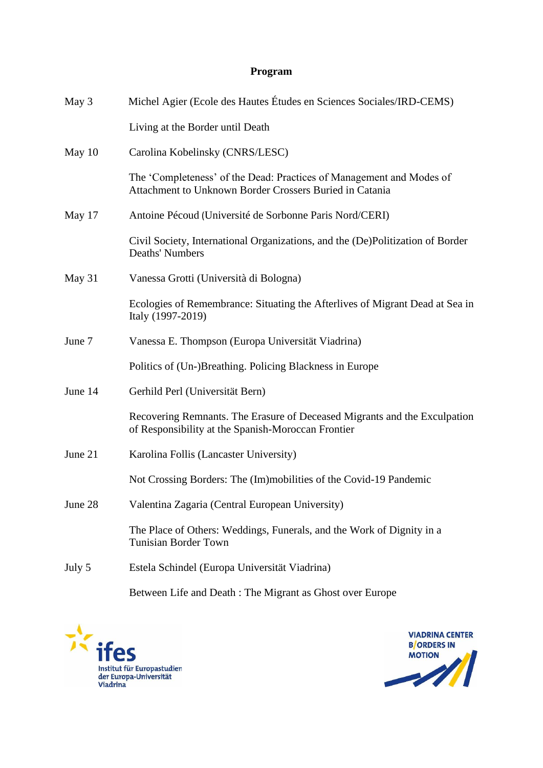## Program

May 3 — Michel Agier (Ecole des Hautes Études en Sciences Sociales/IRD-CEMS)

Living at the Border until Death

May 10 — Carolina Kobelinsky (CNRS/LESC)

The 'Completeness' of the Dead: Practices of Management and Modes of Attachment to Unknown Border Crossers Buried in Catania

May 17 — Antoine Pécoud (Université de Sorbonne Paris Nord/CERI)

Civil Society, International Organizations, and the (De)Politization of Border Deaths' Numbers

May 31 — Vanessa Grotti (Università di Bologna)

Ecologies of Remembrance: Situating the Afterlives of Migrant Dead at Sea in Italy (1997-2019)

June 7 — Vanessa E. Thompson (Europa Universität Viadrina)

Politics of (Un-)Breathing. Policing Blackness in Europe

June 14 — Gerhild Perl (Universität Bern)

Recovering Remnants. The Erasure of Deceased Migrants and the Exculpation of Responsibility at the Spanish-Moroccan Frontier

June 21 — Karolina Follis (Lancaster University)

Not Crossing Borders: The (Im)mobilities of the Covid-19 Pandemic

June 28 — Valentina Zagaria (Central European University)

The Place of Others: Weddings, Funerals, and the Work of Dignity in a Tunisian Border Town

July 5 — Estela Schindel (Europa Universität Viadrina)

Between Life and Death : The Migrant as Ghost over Europe

ifes Institut für Europastudien der Europa-Universität Viadrina

VIADRINA CENTER B/ORDERS IN MOTION